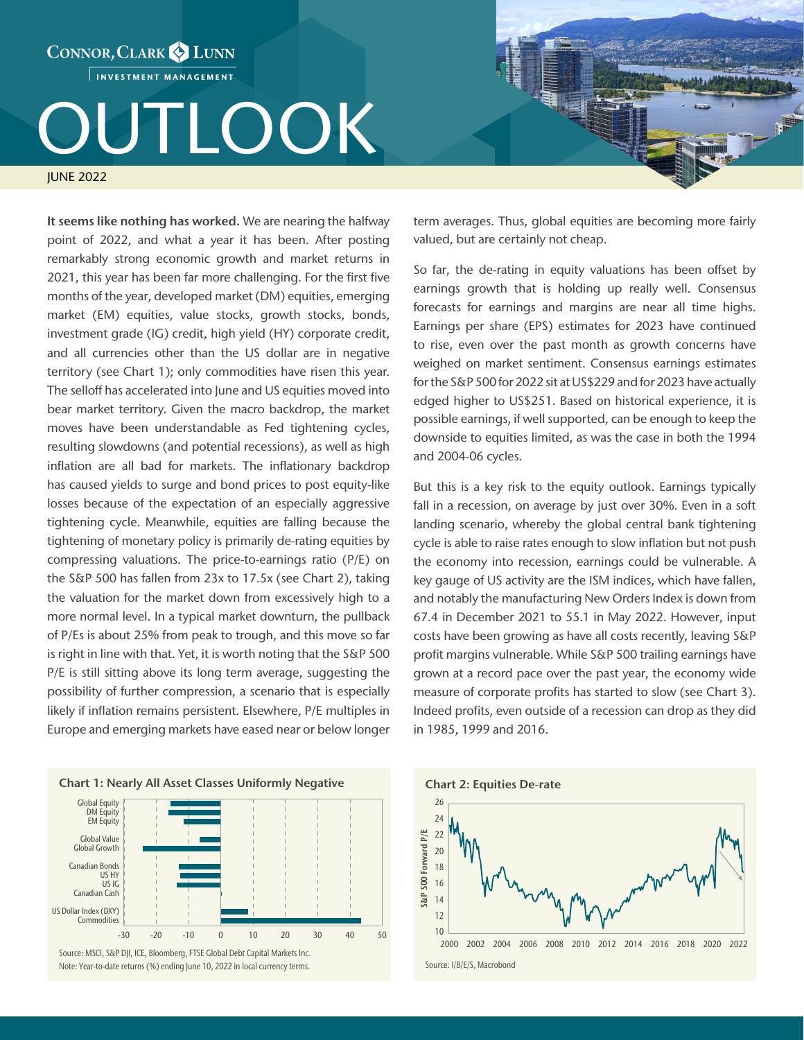# OUTLOOK

JUNE 2022

**It seems like nothing has worked.** We are nearing the halfway point of 2022, and what a year it has been. After posting remarkably strong economic growth and market returns in 2021, this year has been far more challenging. For the first five months of the year, developed market (DM) equities, emerging market (EM) equities, value stocks, growth stocks, bonds, investment grade (IG) credit, high yield (HY) corporate credit, and all currencies other than the US dollar are in negative territory (see Chart 1); only commodities have risen this year. The selloff has accelerated into June and US equities moved into bear market territory. Given the macro backdrop, the market moves have been understandable as Fed tightening cycles, resulting slowdowns (and potential recessions), as well as high inflation are all bad for markets. The inflationary backdrop has caused yields to surge and bond prices to post equity-like losses because of the expectation of an especially aggressive tightening cycle. Meanwhile, equities are falling because the tightening of monetary policy is primarily de-rating equities by compressing valuations. The price-to-earnings ratio (P/E) on the S&P 500 has fallen from 23x to 17.5x (see Chart 2), taking the valuation for the market down from excessively high to a more normal level. In a typical market downturn, the pullback of P/Es is about 25% from peak to trough, and this move so far is right in line with that. Yet, it is worth noting that the S&P 500 P/E is still sitting above its long term average, suggesting the possibility of further compression, a scenario that is especially likely if inflation remains persistent. Elsewhere, P/E multiples in Europe and emerging markets have eased near or below longer term averages. Thus, global equities are becoming more fairly valued, but are certainly not cheap.

So far, the de-rating in equity valuations has been offset by earnings growth that is holding up really well. Consensus forecasts for earnings and margins are near all time highs. Earnings per share (EPS) estimates for 2023 have continued to rise, even over the past month as growth concerns have weighed on market sentiment. Consensus earnings estimates for the S&P 500 for 2022 sit at US$229 and for 2023 have actually edged higher to US$251. Based on historical experience, it is possible earnings, if well supported, can be enough to keep the downside to equities limited, as was the case in both the 1994 and 2004-06 cycles.

But this is a key risk to the equity outlook. Earnings typically fall in a recession, on average by just over 30%. Even in a soft landing scenario, whereby the global central bank tightening cycle is able to raise rates enough to slow inflation but not push the economy into recession, earnings could be vulnerable. A key gauge of US activity are the ISM indices, which have fallen, and notably the manufacturing New Orders Index is down from 67.4 in December 2021 to 55.1 in May 2022. However, input costs have been growing as have all costs recently, leaving S&P profit margins vulnerable. While S&P 500 trailing earnings have grown at a record pace over the past year, the economy wide measure of corporate profits has started to slow (see Chart 3). Indeed profits, even outside of a recession can drop as they did in 1985, 1999 and 2016.

**Chart 1: Nearly All Asset Classes Uniformly Negative**

Source: MSCI, S&P DJI, ICE, Bloomberg, FTSE Global Debt Capital Markets Inc.
Note: Year-to-date returns (%) ending June 10, 2022 in local currency terms.

**Chart 2: Equities De-rate**

Source: I/B/E/S, Macrobond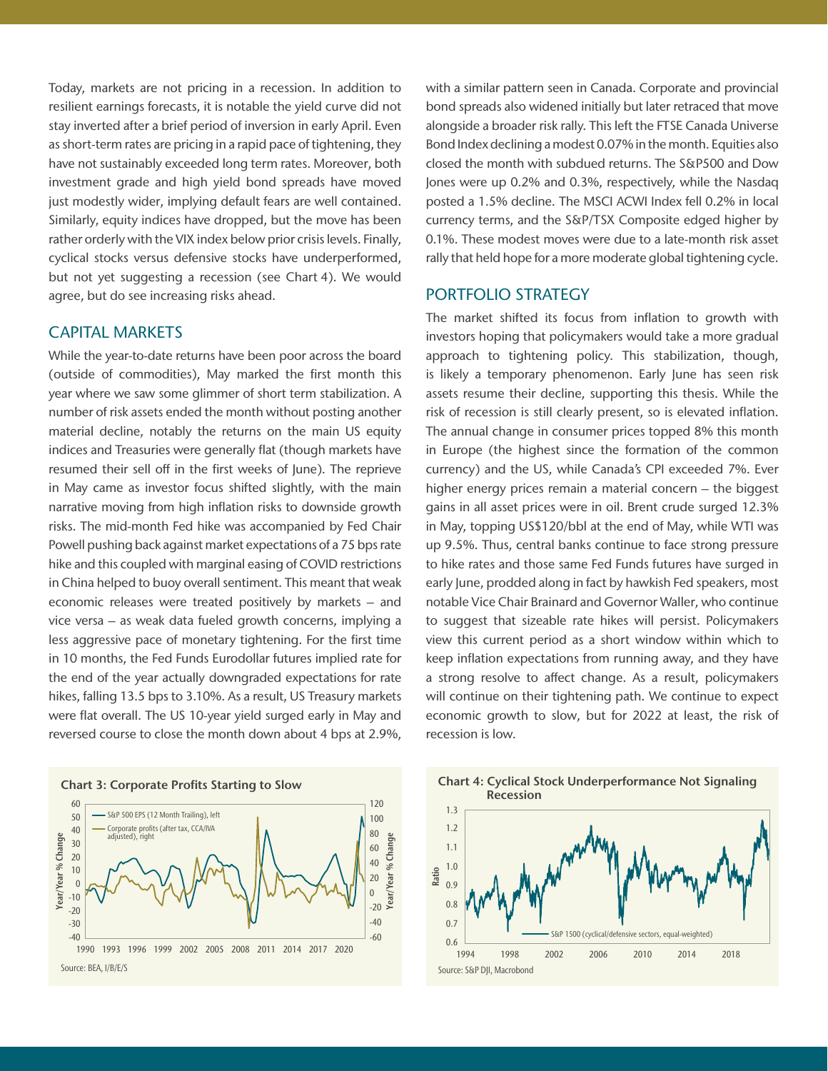Today, markets are not pricing in a recession. In addition to resilient earnings forecasts, it is notable the yield curve did not stay inverted after a brief period of inversion in early April. Even as short-term rates are pricing in a rapid pace of tightening, they have not sustainably exceeded long term rates. Moreover, both investment grade and high yield bond spreads have moved just modestly wider, implying default fears are well contained. Similarly, equity indices have dropped, but the move has been rather orderly with the VIX index below prior crisis levels. Finally, cyclical stocks versus defensive stocks have underperformed, but not yet suggesting a recession (see Chart 4). We would agree, but do see increasing risks ahead.

## CAPITAL MARKETS

While the year-to-date returns have been poor across the board (outside of commodities), May marked the first month this year where we saw some glimmer of short term stabilization. A number of risk assets ended the month without posting another material decline, notably the returns on the main US equity indices and Treasuries were generally flat (though markets have resumed their sell off in the first weeks of June). The reprieve in May came as investor focus shifted slightly, with the main narrative moving from high inflation risks to downside growth risks. The mid-month Fed hike was accompanied by Fed Chair Powell pushing back against market expectations of a 75 bps rate hike and this coupled with marginal easing of COVID restrictions in China helped to buoy overall sentiment. This meant that weak economic releases were treated positively by markets – and vice versa – as weak data fueled growth concerns, implying a less aggressive pace of monetary tightening. For the first time in 10 months, the Fed Funds Eurodollar futures implied rate for the end of the year actually downgraded expectations for rate hikes, falling 13.5 bps to 3.10%. As a result, US Treasury markets were flat overall. The US 10-year yield surged early in May and reversed course to close the month down about 4 bps at 2.9%, with a similar pattern seen in Canada. Corporate and provincial bond spreads also widened initially but later retraced that move alongside a broader risk rally. This left the FTSE Canada Universe Bond Index declining a modest 0.07% in the month. Equities also closed the month with subdued returns. The S&P500 and Dow Jones were up 0.2% and 0.3%, respectively, while the Nasdaq posted a 1.5% decline. The MSCI ACWI Index fell 0.2% in local currency terms, and the S&P/TSX Composite edged higher by 0.1%. These modest moves were due to a late-month risk asset rally that held hope for a more moderate global tightening cycle.

## PORTFOLIO STRATEGY

The market shifted its focus from inflation to growth with investors hoping that policymakers would take a more gradual approach to tightening policy. This stabilization, though, is likely a temporary phenomenon. Early June has seen risk assets resume their decline, supporting this thesis. While the risk of recession is still clearly present, so is elevated inflation. The annual change in consumer prices topped 8% this month in Europe (the highest since the formation of the common currency) and the US, while Canada's CPI exceeded 7%. Ever higher energy prices remain a material concern – the biggest gains in all asset prices were in oil. Brent crude surged 12.3% in May, topping US$120/bbl at the end of May, while WTI was up 9.5%. Thus, central banks continue to face strong pressure to hike rates and those same Fed Funds futures have surged in early June, prodded along in fact by hawkish Fed speakers, most notable Vice Chair Brainard and Governor Waller, who continue to suggest that sizeable rate hikes will persist. Policymakers view this current period as a short window within which to keep inflation expectations from running away, and they have a strong resolve to affect change. As a result, policymakers will continue on their tightening path. We continue to expect economic growth to slow, but for 2022 at least, the risk of recession is low.

**Chart 3: Corporate Profits Starting to Slow**

Source: BEA, I/B/E/S

**Chart 4: Cyclical Stock Underperformance Not Signaling Recession**

Source: S&P DJI, Macrobond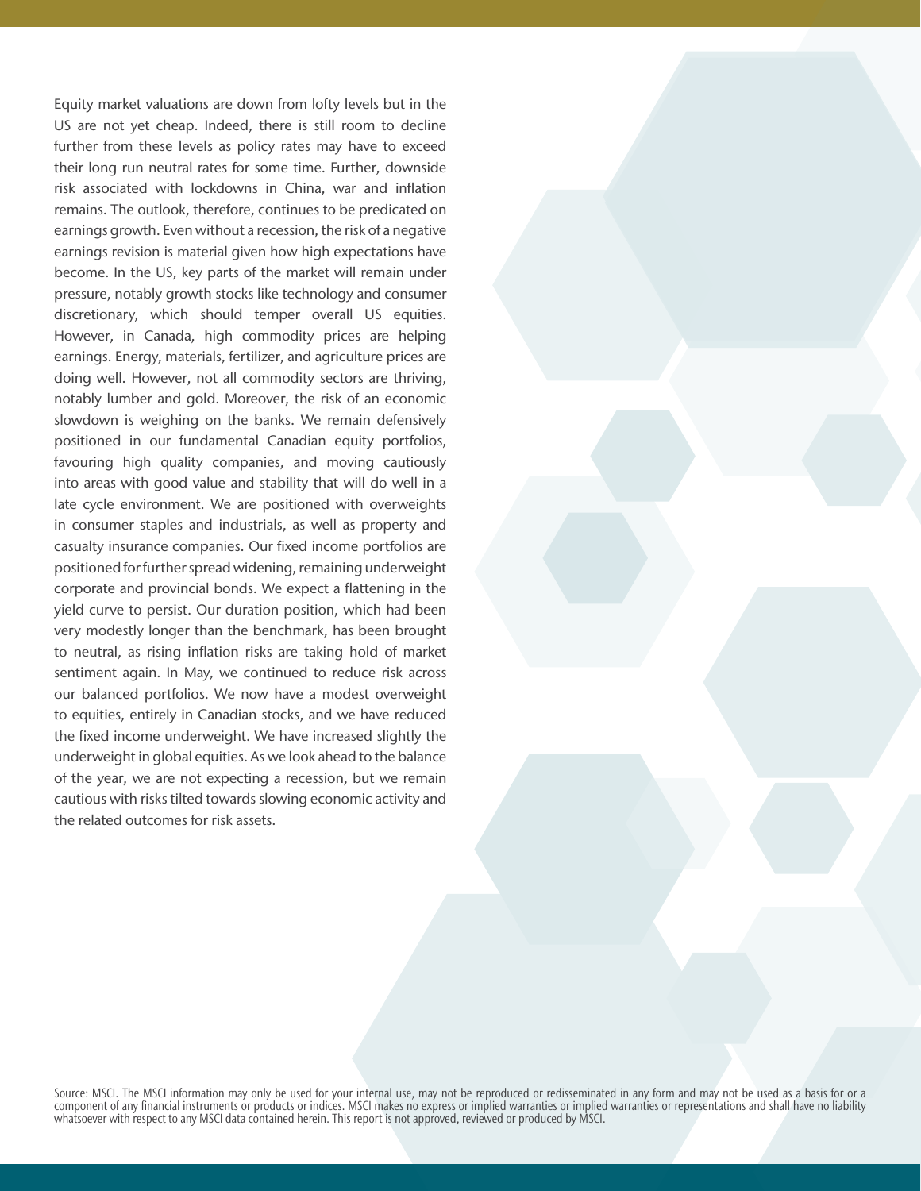Equity market valuations are down from lofty levels but in the US are not yet cheap. Indeed, there is still room to decline further from these levels as policy rates may have to exceed their long run neutral rates for some time. Further, downside risk associated with lockdowns in China, war and inflation remains. The outlook, therefore, continues to be predicated on earnings growth. Even without a recession, the risk of a negative earnings revision is material given how high expectations have become. In the US, key parts of the market will remain under pressure, notably growth stocks like technology and consumer discretionary, which should temper overall US equities. However, in Canada, high commodity prices are helping earnings. Energy, materials, fertilizer, and agriculture prices are doing well. However, not all commodity sectors are thriving, notably lumber and gold. Moreover, the risk of an economic slowdown is weighing on the banks. We remain defensively positioned in our fundamental Canadian equity portfolios, favouring high quality companies, and moving cautiously into areas with good value and stability that will do well in a late cycle environment. We are positioned with overweights in consumer staples and industrials, as well as property and casualty insurance companies. Our fixed income portfolios are positioned for further spread widening, remaining underweight corporate and provincial bonds. We expect a flattening in the yield curve to persist. Our duration position, which had been very modestly longer than the benchmark, has been brought to neutral, as rising inflation risks are taking hold of market sentiment again. In May, we continued to reduce risk across our balanced portfolios. We now have a modest overweight to equities, entirely in Canadian stocks, and we have reduced the fixed income underweight. We have increased slightly the underweight in global equities. As we look ahead to the balance of the year, we are not expecting a recession, but we remain cautious with risks tilted towards slowing economic activity and the related outcomes for risk assets.

Source: MSCI. The MSCI information may only be used for your internal use, may not be reproduced or redisseminated in any form and may not be used as a basis for or a component of any financial instruments or products or indices. MSCI makes no express or implied warranties or implied warranties or representations and shall have no liability whatsoever with respect to any MSCI data contained herein. This report is not approved, reviewed or produced by MSCI.